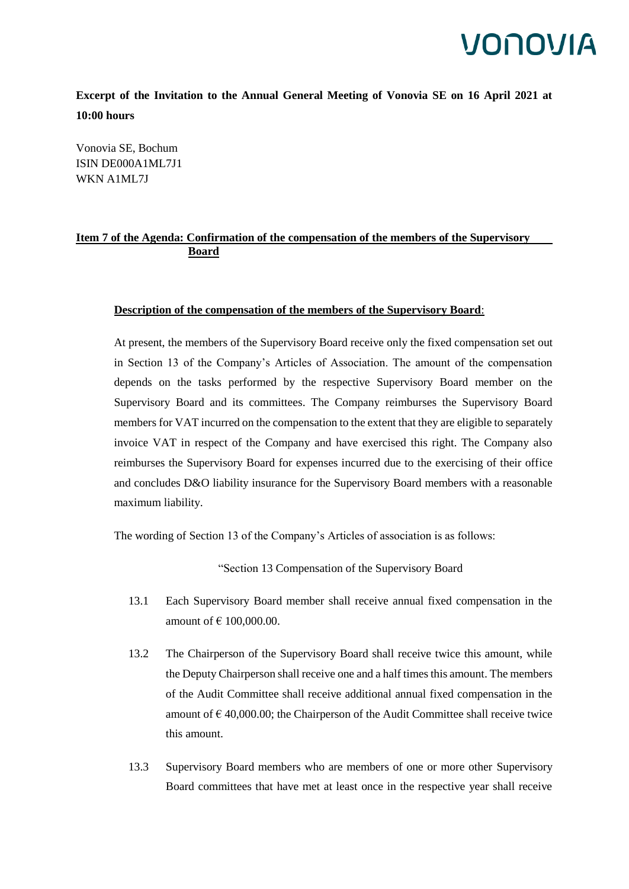**Excerpt of the Invitation to the Annual General Meeting of Vonovia SE on 16 April 2021 at 10:00 hours**

Vonovia SE, Bochum
ISIN DE000A1ML7J1
WKN A1ML7J

**Item 7 of the Agenda: Confirmation of the compensation of the members of the Supervisory Board**

**Description of the compensation of the members of the Supervisory Board**:

At present, the members of the Supervisory Board receive only the fixed compensation set out in Section 13 of the Company's Articles of Association. The amount of the compensation depends on the tasks performed by the respective Supervisory Board member on the Supervisory Board and its committees. The Company reimburses the Supervisory Board members for VAT incurred on the compensation to the extent that they are eligible to separately invoice VAT in respect of the Company and have exercised this right. The Company also reimburses the Supervisory Board for expenses incurred due to the exercising of their office and concludes D&O liability insurance for the Supervisory Board members with a reasonable maximum liability.

The wording of Section 13 of the Company's Articles of association is as follows:

"Section 13 Compensation of the Supervisory Board

13.1 Each Supervisory Board member shall receive annual fixed compensation in the amount of € 100,000.00.

13.2 The Chairperson of the Supervisory Board shall receive twice this amount, while the Deputy Chairperson shall receive one and a half times this amount. The members of the Audit Committee shall receive additional annual fixed compensation in the amount of € 40,000.00; the Chairperson of the Audit Committee shall receive twice this amount.

13.3 Supervisory Board members who are members of one or more other Supervisory Board committees that have met at least once in the respective year shall receive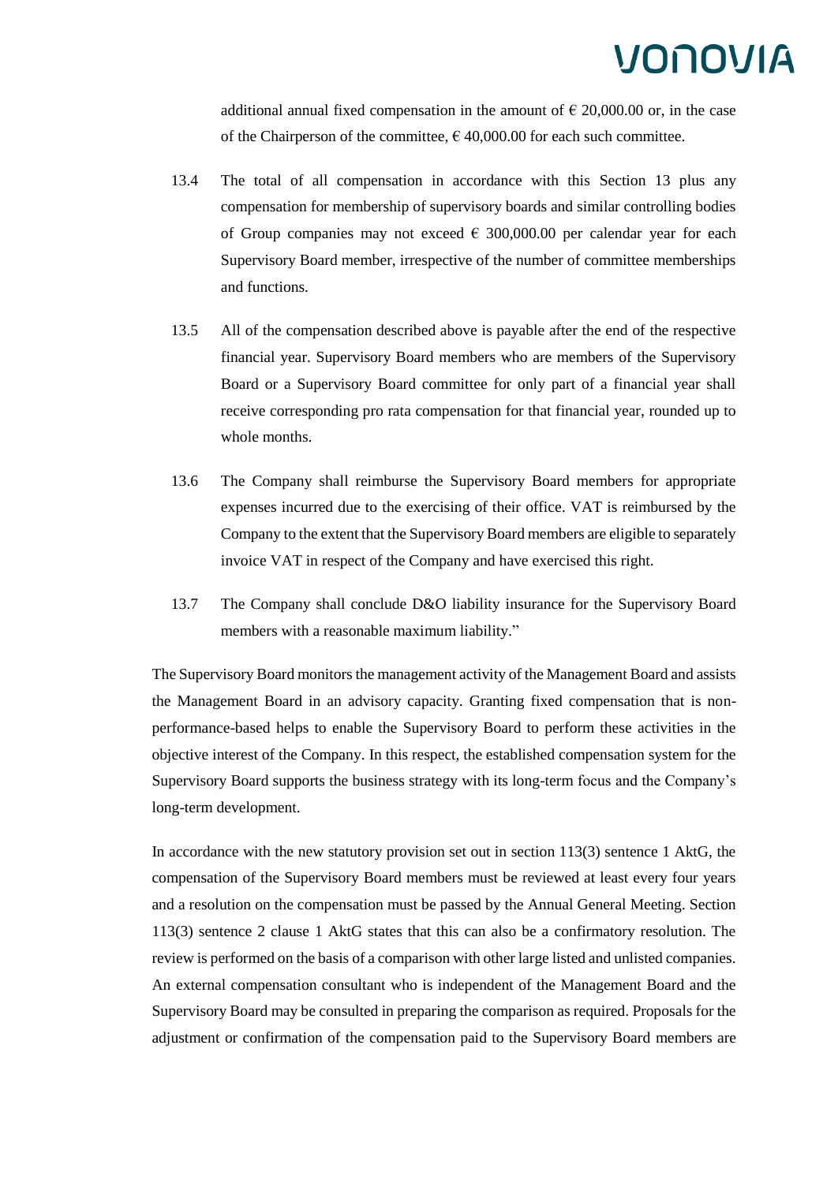additional annual fixed compensation in the amount of € 20,000.00 or, in the case of the Chairperson of the committee, € 40,000.00 for each such committee.

13.4 The total of all compensation in accordance with this Section 13 plus any compensation for membership of supervisory boards and similar controlling bodies of Group companies may not exceed € 300,000.00 per calendar year for each Supervisory Board member, irrespective of the number of committee memberships and functions.

13.5 All of the compensation described above is payable after the end of the respective financial year. Supervisory Board members who are members of the Supervisory Board or a Supervisory Board committee for only part of a financial year shall receive corresponding pro rata compensation for that financial year, rounded up to whole months.

13.6 The Company shall reimburse the Supervisory Board members for appropriate expenses incurred due to the exercising of their office. VAT is reimbursed by the Company to the extent that the Supervisory Board members are eligible to separately invoice VAT in respect of the Company and have exercised this right.

13.7 The Company shall conclude D&O liability insurance for the Supervisory Board members with a reasonable maximum liability."

The Supervisory Board monitors the management activity of the Management Board and assists the Management Board in an advisory capacity. Granting fixed compensation that is non-performance-based helps to enable the Supervisory Board to perform these activities in the objective interest of the Company. In this respect, the established compensation system for the Supervisory Board supports the business strategy with its long-term focus and the Company's long-term development.

In accordance with the new statutory provision set out in section 113(3) sentence 1 AktG, the compensation of the Supervisory Board members must be reviewed at least every four years and a resolution on the compensation must be passed by the Annual General Meeting. Section 113(3) sentence 2 clause 1 AktG states that this can also be a confirmatory resolution. The review is performed on the basis of a comparison with other large listed and unlisted companies. An external compensation consultant who is independent of the Management Board and the Supervisory Board may be consulted in preparing the comparison as required. Proposals for the adjustment or confirmation of the compensation paid to the Supervisory Board members are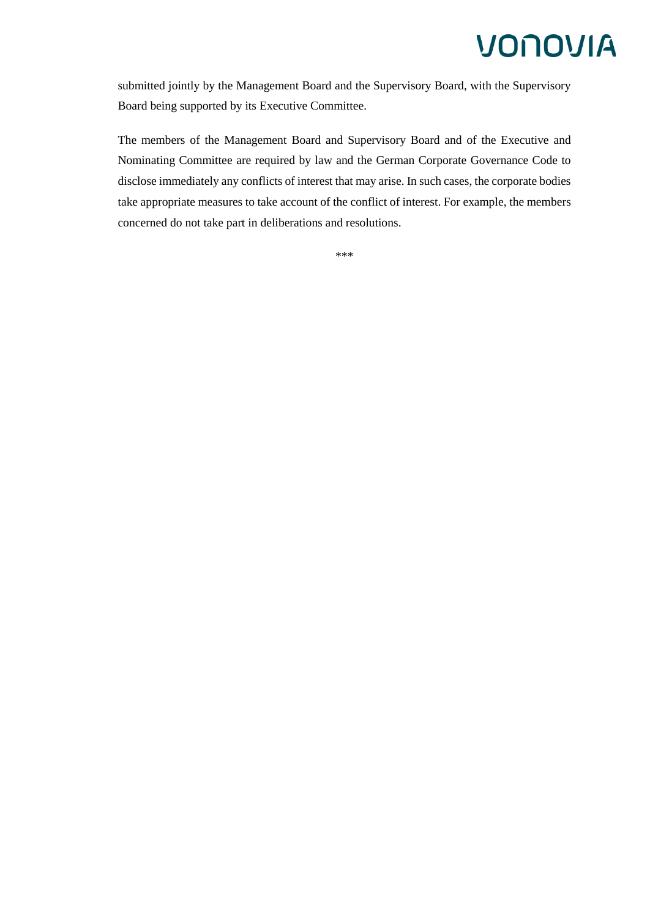submitted jointly by the Management Board and the Supervisory Board, with the Supervisory Board being supported by its Executive Committee.

The members of the Management Board and Supervisory Board and of the Executive and Nominating Committee are required by law and the German Corporate Governance Code to disclose immediately any conflicts of interest that may arise. In such cases, the corporate bodies take appropriate measures to take account of the conflict of interest. For example, the members concerned do not take part in deliberations and resolutions.

***